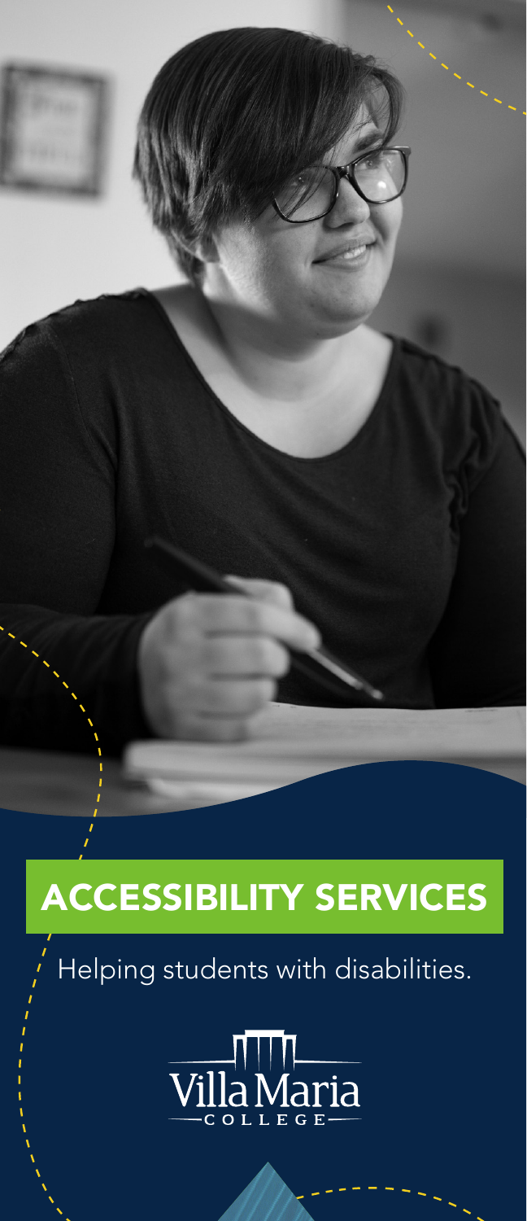# ACCESSIBILITY SERVICES

Helping students with disabilities.

Villa Maria
COLLEGE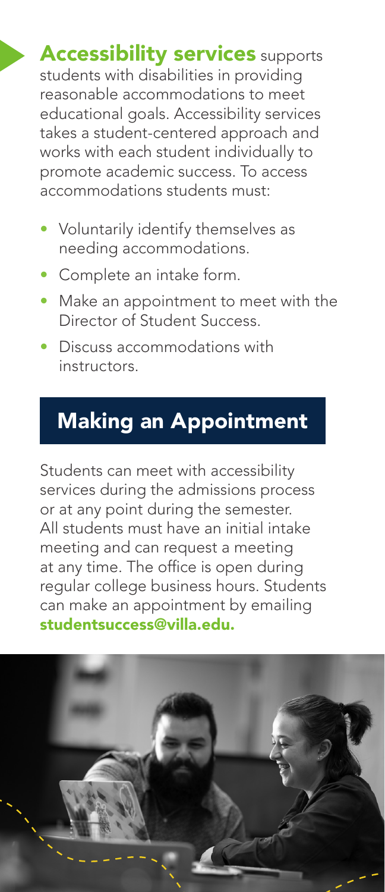**Accessibility services** supports students with disabilities in providing reasonable accommodations to meet educational goals. Accessibility services takes a student-centered approach and works with each student individually to promote academic success. To access accommodations students must:

- Voluntarily identify themselves as needing accommodations.
- Complete an intake form.
- Make an appointment to meet with the Director of Student Success.
- Discuss accommodations with instructors.

## Making an Appointment

Students can meet with accessibility services during the admissions process or at any point during the semester. All students must have an initial intake meeting and can request a meeting at any time. The office is open during regular college business hours. Students can make an appointment by emailing **studentsuccess@villa.edu.**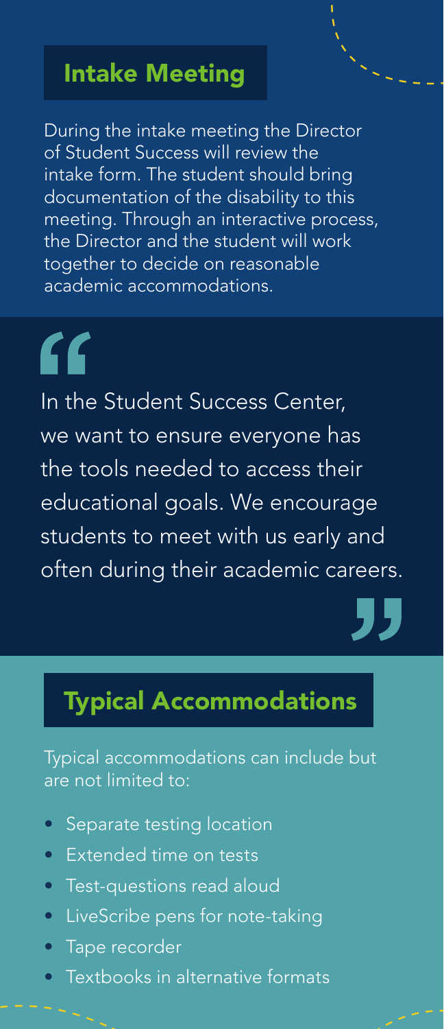## Intake Meeting

During the intake meeting the Director of Student Success will review the intake form. The student should bring documentation of the disability to this meeting. Through an interactive process, the Director and the student will work together to decide on reasonable academic accommodations.

> In the Student Success Center, we want to ensure everyone has the tools needed to access their educational goals. We encourage students to meet with us early and often during their academic careers.

## Typical Accommodations

Typical accommodations can include but are not limited to:

- Separate testing location
- Extended time on tests
- Test-questions read aloud
- LiveScribe pens for note-taking
- Tape recorder
- Textbooks in alternative formats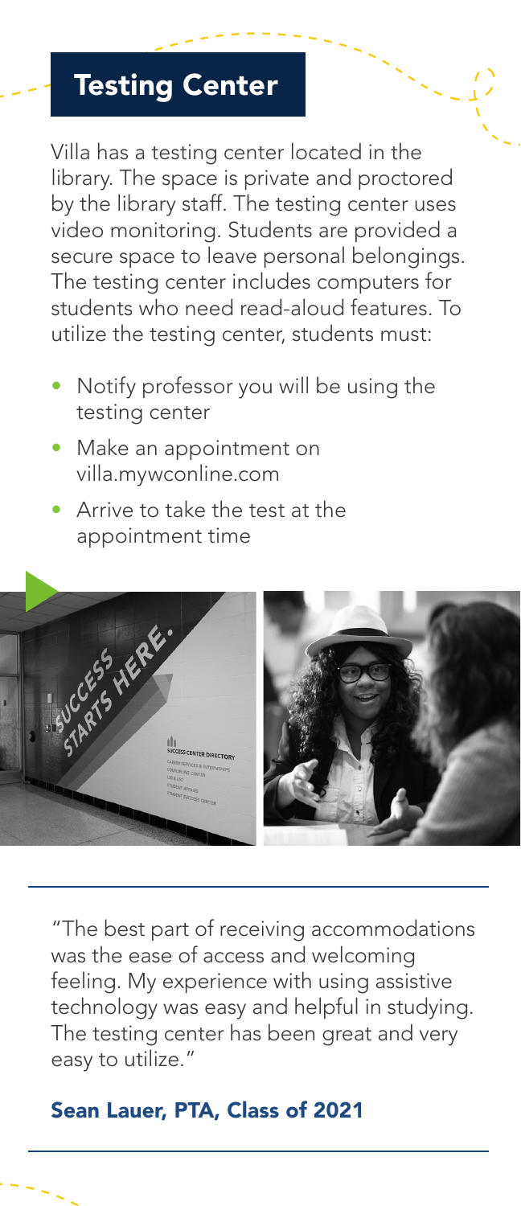## Testing Center

Villa has a testing center located in the library. The space is private and proctored by the library staff. The testing center uses video monitoring. Students are provided a secure space to leave personal belongings. The testing center includes computers for students who need read-aloud features. To utilize the testing center, students must:

- Notify professor you will be using the testing center
- Make an appointment on villa.mywconline.com
- Arrive to take the test at the appointment time

"The best part of receiving accommodations was the ease of access and welcoming feeling. My experience with using assistive technology was easy and helpful in studying. The testing center has been great and very easy to utilize."

**Sean Lauer, PTA, Class of 2021**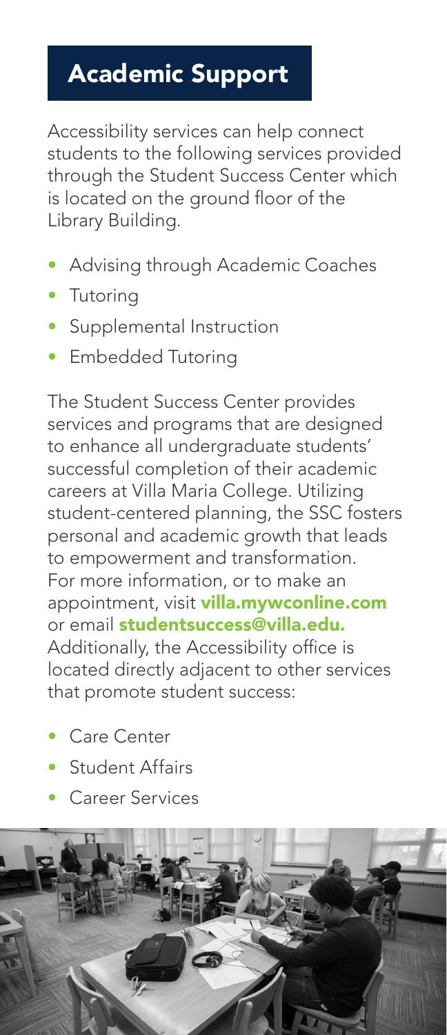## Academic Support

Accessibility services can help connect students to the following services provided through the Student Success Center which is located on the ground floor of the Library Building.

- Advising through Academic Coaches
- Tutoring
- Supplemental Instruction
- Embedded Tutoring

The Student Success Center provides services and programs that are designed to enhance all undergraduate students' successful completion of their academic careers at Villa Maria College. Utilizing student-centered planning, the SSC fosters personal and academic growth that leads to empowerment and transformation. For more information, or to make an appointment, visit **villa.mywconline.com** or email **studentsuccess@villa.edu.** Additionally, the Accessibility office is located directly adjacent to other services that promote student success:

- Care Center
- Student Affairs
- Career Services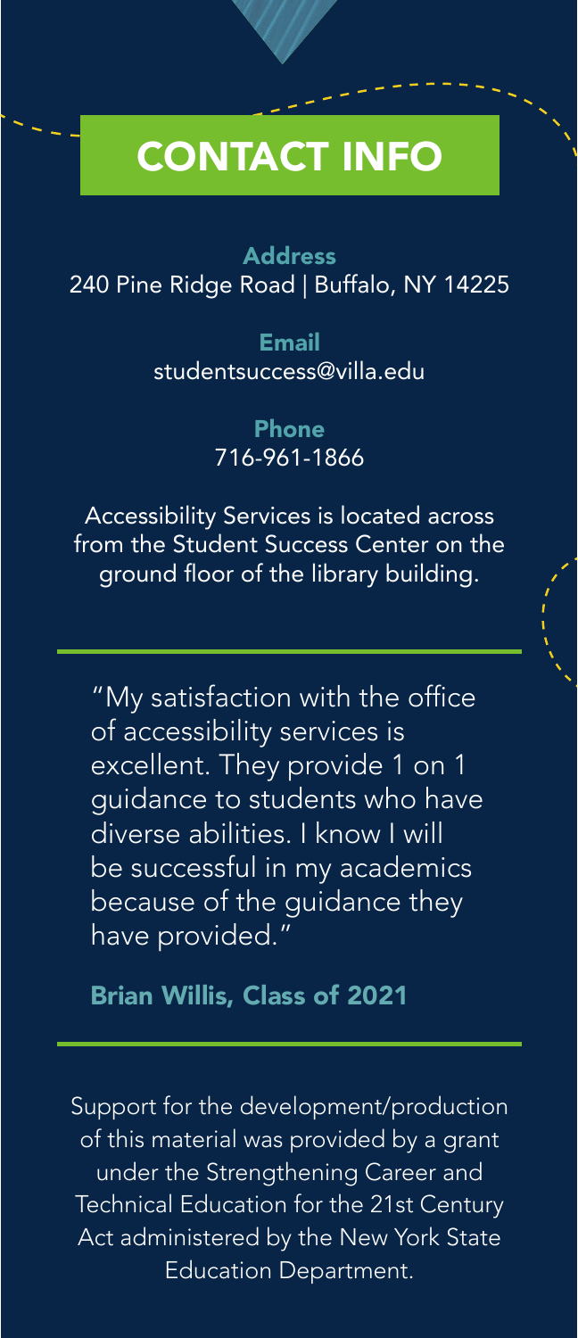# CONTACT INFO

**Address**
240 Pine Ridge Road | Buffalo, NY 14225

**Email**
studentsuccess@villa.edu

**Phone**
716-961-1866

Accessibility Services is located across from the Student Success Center on the ground floor of the library building.

---

"My satisfaction with the office of accessibility services is excellent. They provide 1 on 1 guidance to students who have diverse abilities. I know I will be successful in my academics because of the guidance they have provided."

**Brian Willis, Class of 2021**

---

Support for the development/production of this material was provided by a grant under the Strengthening Career and Technical Education for the 21st Century Act administered by the New York State Education Department.